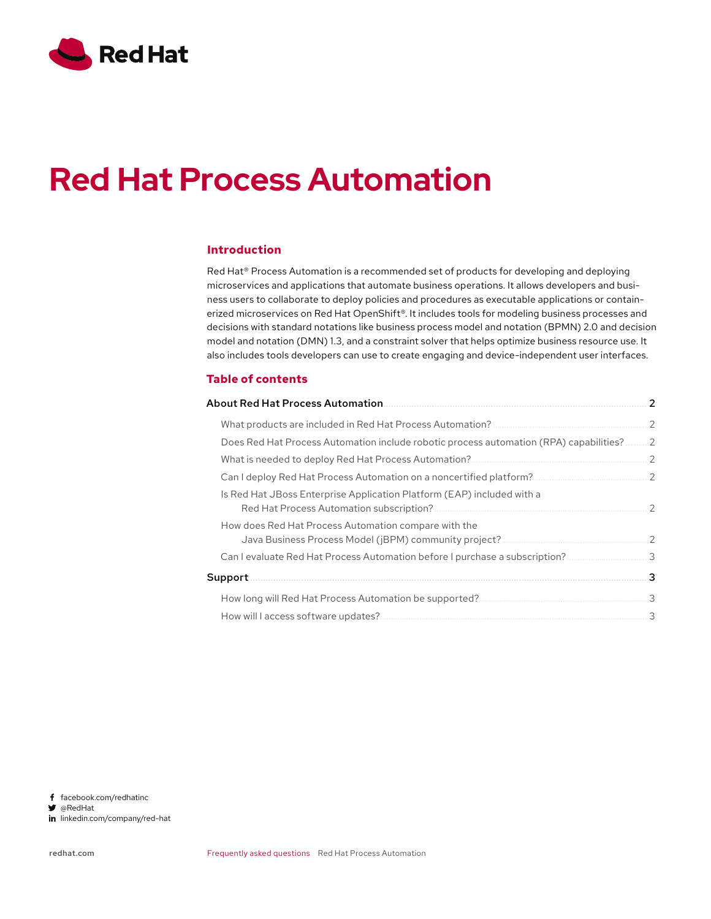# Red Hat Process Automation

## Introduction

Red Hat® Process Automation is a recommended set of products for developing and deploying microservices and applications that automate business operations. It allows developers and business users to collaborate to deploy policies and procedures as executable applications or containerized microservices on Red Hat OpenShift®. It includes tools for modeling business processes and decisions with standard notations like business process model and notation (BPMN) 2.0 and decision model and notation (DMN) 1.3, and a constraint solver that helps optimize business resource use. It also includes tools developers can use to create engaging and device-independent user interfaces.

## Table of contents

**About Red Hat Process Automation** .......... 2

- What products are included in Red Hat Process Automation? .......... 2
- Does Red Hat Process Automation include robotic process automation (RPA) capabilities? .......... 2
- What is needed to deploy Red Hat Process Automation? .......... 2
- Can I deploy Red Hat Process Automation on a noncertified platform? .......... 2
- Is Red Hat JBoss Enterprise Application Platform (EAP) included with a Red Hat Process Automation subscription? .......... 2
- How does Red Hat Process Automation compare with the Java Business Process Model (jBPM) community project? .......... 2
- Can I evaluate Red Hat Process Automation before I purchase a subscription? .......... 3

**Support** .......... 3

- How long will Red Hat Process Automation be supported? .......... 3
- How will I access software updates? .......... 3

facebook.com/redhatinc
@RedHat
linkedin.com/company/red-hat

redhat.com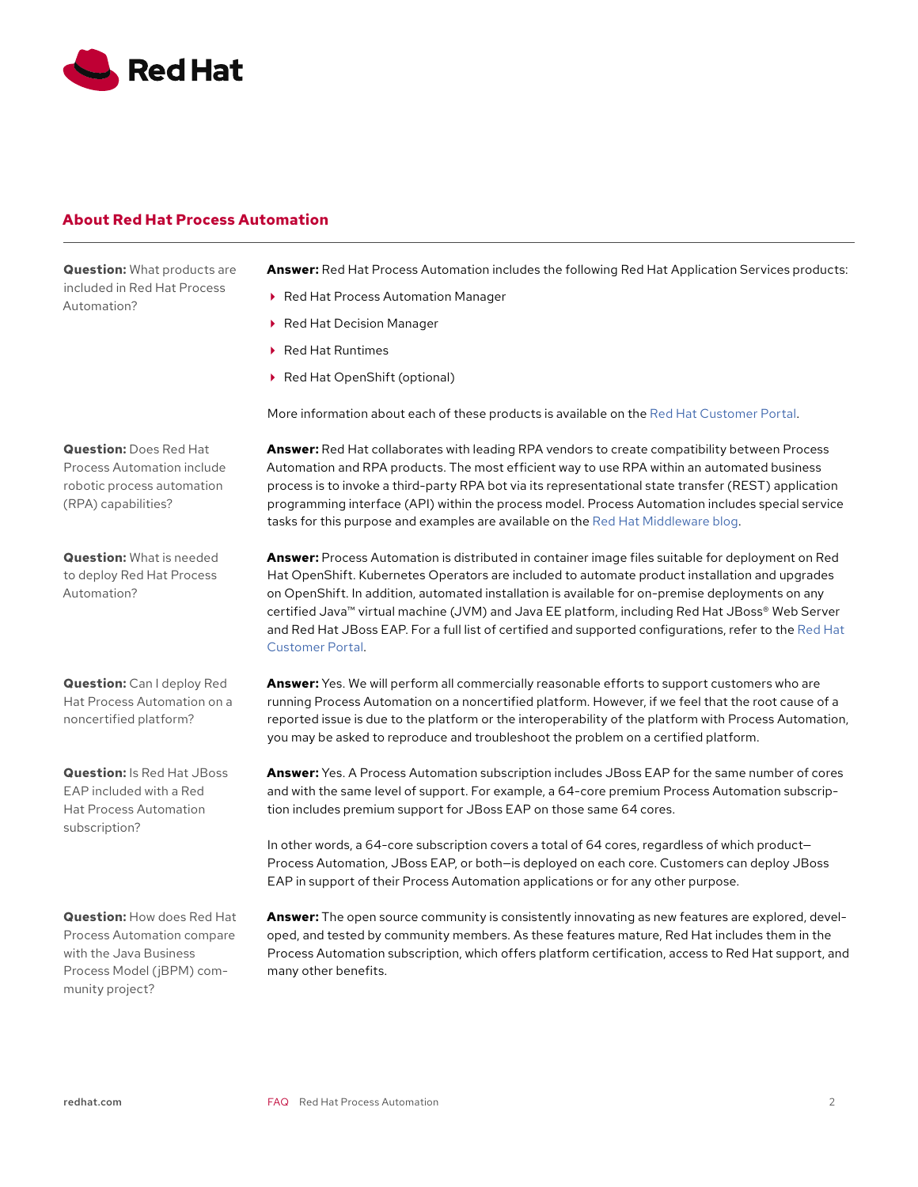## About Red Hat Process Automation

**Question:** What products are included in Red Hat Process Automation?

**Answer:** Red Hat Process Automation includes the following Red Hat Application Services products:

- Red Hat Process Automation Manager
- Red Hat Decision Manager
- Red Hat Runtimes
- Red Hat OpenShift (optional)

More information about each of these products is available on the Red Hat Customer Portal.

**Question:** Does Red Hat Process Automation include robotic process automation (RPA) capabilities?

**Answer:** Red Hat collaborates with leading RPA vendors to create compatibility between Process Automation and RPA products. The most efficient way to use RPA within an automated business process is to invoke a third-party RPA bot via its representational state transfer (REST) application programming interface (API) within the process model. Process Automation includes special service tasks for this purpose and examples are available on the Red Hat Middleware blog.

**Question:** What is needed to deploy Red Hat Process Automation?

**Answer:** Process Automation is distributed in container image files suitable for deployment on Red Hat OpenShift. Kubernetes Operators are included to automate product installation and upgrades on OpenShift. In addition, automated installation is available for on-premise deployments on any certified Java™ virtual machine (JVM) and Java EE platform, including Red Hat JBoss® Web Server and Red Hat JBoss EAP. For a full list of certified and supported configurations, refer to the Red Hat Customer Portal.

**Question:** Can I deploy Red Hat Process Automation on a noncertified platform?

**Answer:** Yes. We will perform all commercially reasonable efforts to support customers who are running Process Automation on a noncertified platform. However, if we feel that the root cause of a reported issue is due to the platform or the interoperability of the platform with Process Automation, you may be asked to reproduce and troubleshoot the problem on a certified platform.

**Question:** Is Red Hat JBoss EAP included with a Red Hat Process Automation subscription?

**Answer:** Yes. A Process Automation subscription includes JBoss EAP for the same number of cores and with the same level of support. For example, a 64-core premium Process Automation subscription includes premium support for JBoss EAP on those same 64 cores.

In other words, a 64-core subscription covers a total of 64 cores, regardless of which product—Process Automation, JBoss EAP, or both—is deployed on each core. Customers can deploy JBoss EAP in support of their Process Automation applications or for any other purpose.

**Question:** How does Red Hat Process Automation compare with the Java Business Process Model (jBPM) community project?

**Answer:** The open source community is consistently innovating as new features are explored, developed, and tested by community members. As these features mature, Red Hat includes them in the Process Automation subscription, which offers platform certification, access to Red Hat support, and many other benefits.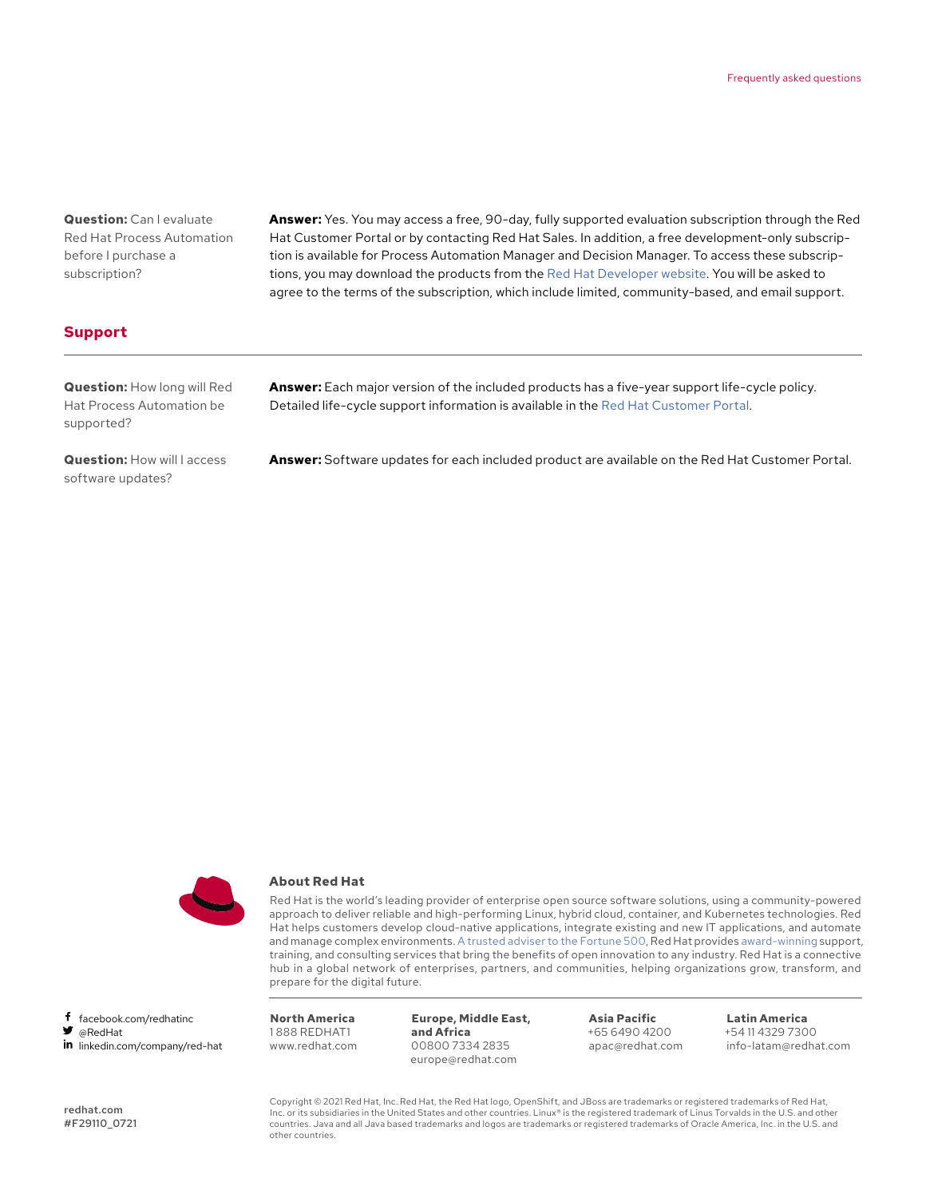**Question:** Can I evaluate Red Hat Process Automation before I purchase a subscription?

**Answer:** Yes. You may access a free, 90-day, fully supported evaluation subscription through the Red Hat Customer Portal or by contacting Red Hat Sales. In addition, a free development-only subscription is available for Process Automation Manager and Decision Manager. To access these subscriptions, you may download the products from the Red Hat Developer website. You will be asked to agree to the terms of the subscription, which include limited, community-based, and email support.

## Support

**Question:** How long will Red Hat Process Automation be supported?

**Answer:** Each major version of the included products has a five-year support life-cycle policy. Detailed life-cycle support information is available in the Red Hat Customer Portal.

**Question:** How will I access software updates?

**Answer:** Software updates for each included product are available on the Red Hat Customer Portal.

### About Red Hat

Red Hat is the world's leading provider of enterprise open source software solutions, using a community-powered approach to deliver reliable and high-performing Linux, hybrid cloud, container, and Kubernetes technologies. Red Hat helps customers develop cloud-native applications, integrate existing and new IT applications, and automate and manage complex environments. A trusted adviser to the Fortune 500, Red Hat provides award-winning support, training, and consulting services that bring the benefits of open innovation to any industry. Red Hat is a connective hub in a global network of enterprises, partners, and communities, helping organizations grow, transform, and prepare for the digital future.

facebook.com/redhatinc
@RedHat
linkedin.com/company/red-hat

**North America**
1 888 REDHAT1
www.redhat.com

**Europe, Middle East, and Africa**
00800 7334 2835
europe@redhat.com

**Asia Pacific**
+65 6490 4200
apac@redhat.com

**Latin America**
+54 11 4329 7300
info-latam@redhat.com

redhat.com
#F29110_0721

Copyright © 2021 Red Hat, Inc. Red Hat, the Red Hat logo, OpenShift, and JBoss are trademarks or registered trademarks of Red Hat, Inc. or its subsidiaries in the United States and other countries. Linux® is the registered trademark of Linus Torvalds in the U.S. and other countries. Java and all Java based trademarks and logos are trademarks or registered trademarks of Oracle America, Inc. in the U.S. and other countries.